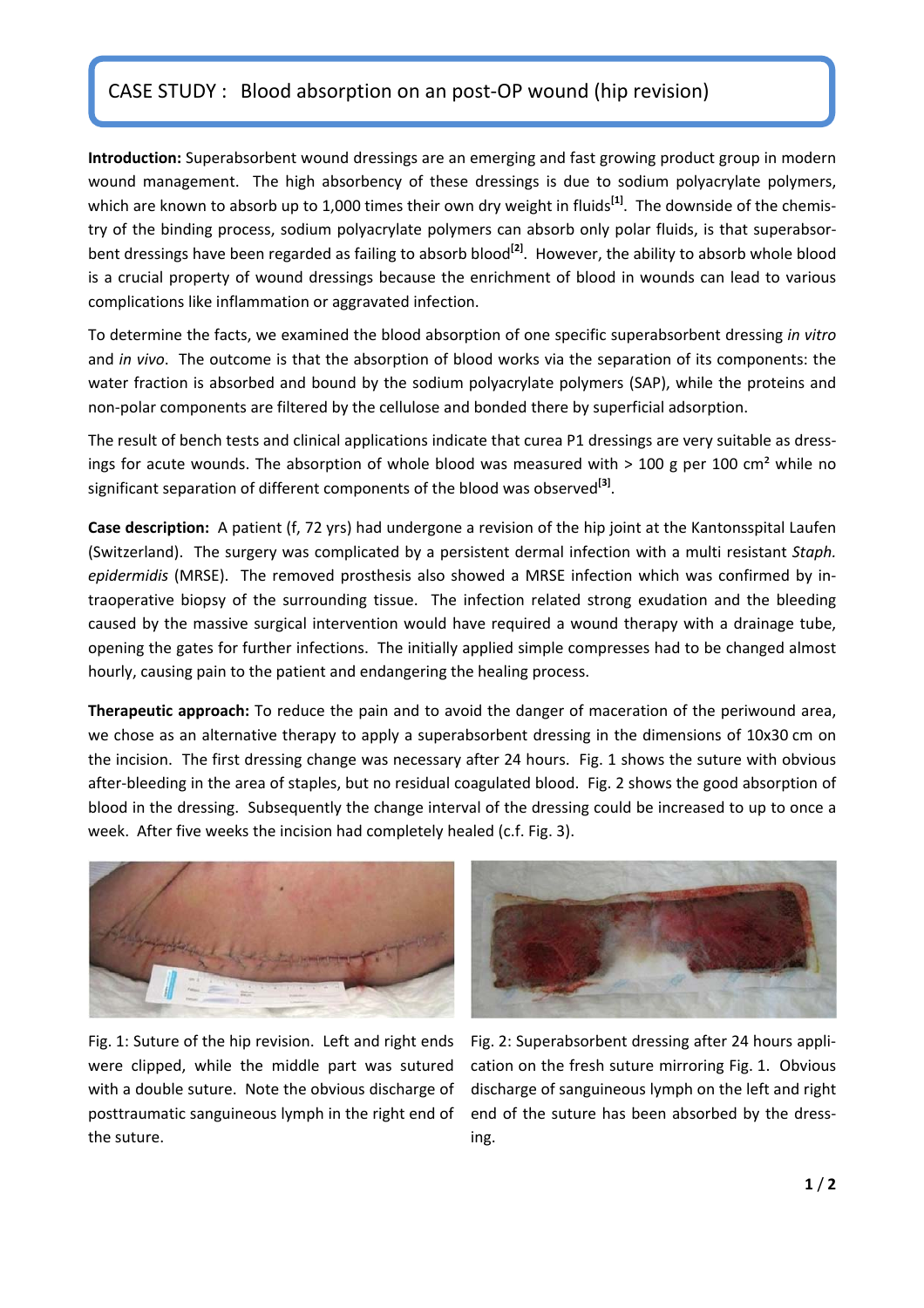# CASE STUDY : Blood absorption on an post-OP wound (hip revision)

**Introduction:** Superabsorbent wound dressings are an emerging and fast growing product group in modern wound management. The high absorbency of these dressings is due to sodium polyacrylate polymers, which are known to absorb up to 1,000 times their own dry weight in fluids[1]. The downside of the chemistry of the binding process, sodium polyacrylate polymers can absorb only polar fluids, is that superabsorbent dressings have been regarded as failing to absorb blood[2]. However, the ability to absorb whole blood is a crucial property of wound dressings because the enrichment of blood in wounds can lead to various complications like inflammation or aggravated infection.

To determine the facts, we examined the blood absorption of one specific superabsorbent dressing *in vitro* and *in vivo*. The outcome is that the absorption of blood works via the separation of its components: the water fraction is absorbed and bound by the sodium polyacrylate polymers (SAP), while the proteins and non-polar components are filtered by the cellulose and bonded there by superficial adsorption.

The result of bench tests and clinical applications indicate that curea P1 dressings are very suitable as dressings for acute wounds. The absorption of whole blood was measured with > 100 g per 100 cm² while no significant separation of different components of the blood was observed[3].

**Case description:** A patient (f, 72 yrs) had undergone a revision of the hip joint at the Kantonsspital Laufen (Switzerland). The surgery was complicated by a persistent dermal infection with a multi resistant *Staph. epidermidis* (MRSE). The removed prosthesis also showed a MRSE infection which was confirmed by intraoperative biopsy of the surrounding tissue. The infection related strong exudation and the bleeding caused by the massive surgical intervention would have required a wound therapy with a drainage tube, opening the gates for further infections. The initially applied simple compresses had to be changed almost hourly, causing pain to the patient and endangering the healing process.

**Therapeutic approach:** To reduce the pain and to avoid the danger of maceration of the periwound area, we chose as an alternative therapy to apply a superabsorbent dressing in the dimensions of 10x30 cm on the incision. The first dressing change was necessary after 24 hours. Fig. 1 shows the suture with obvious after-bleeding in the area of staples, but no residual coagulated blood. Fig. 2 shows the good absorption of blood in the dressing. Subsequently the change interval of the dressing could be increased to up to once a week. After five weeks the incision had completely healed (c.f. Fig. 3).

Fig. 1: Suture of the hip revision. Left and right ends were clipped, while the middle part was sutured with a double suture. Note the obvious discharge of posttraumatic sanguineous lymph in the right end of the suture.

Fig. 2: Superabsorbent dressing after 24 hours application on the fresh suture mirroring Fig. 1. Obvious discharge of sanguineous lymph on the left and right end of the suture has been absorbed by the dressing.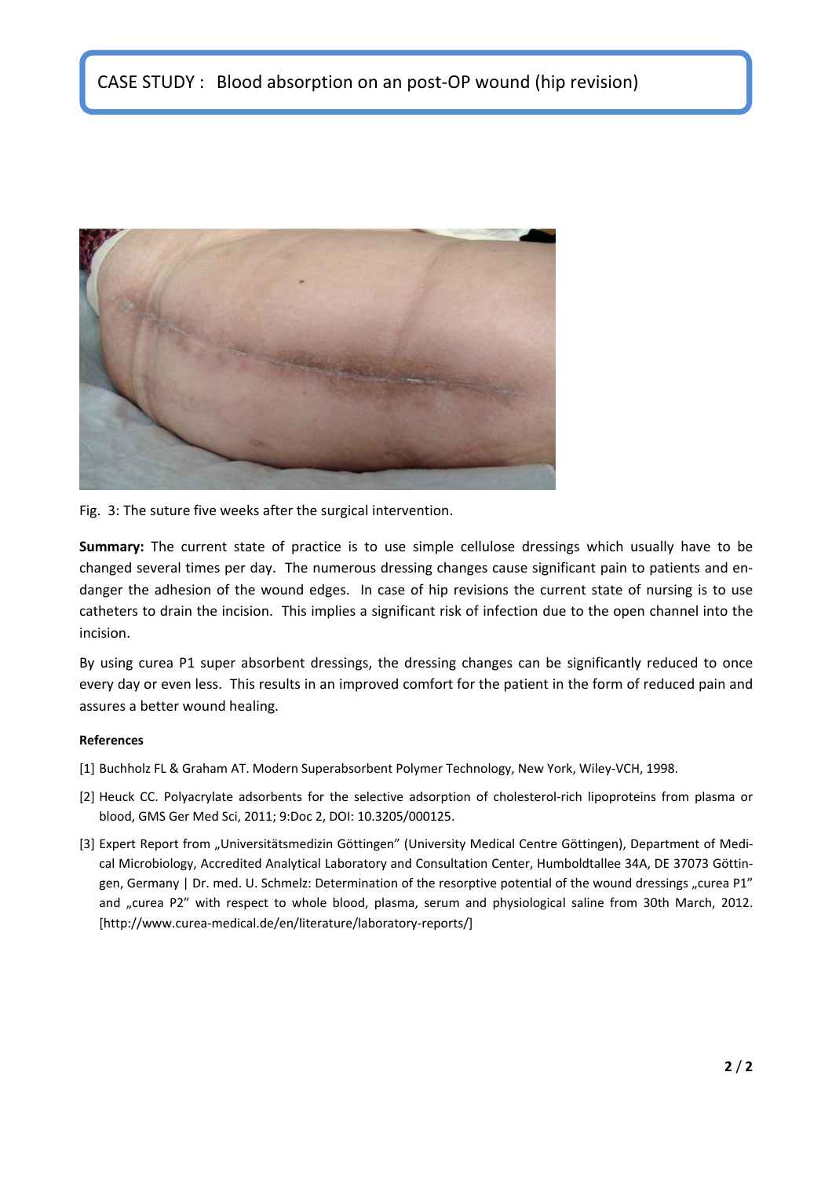CASE STUDY : Blood absorption on an post-OP wound (hip revision)

Fig. 3: The suture five weeks after the surgical intervention.

**Summary:** The current state of practice is to use simple cellulose dressings which usually have to be changed several times per day. The numerous dressing changes cause significant pain to patients and endanger the adhesion of the wound edges. In case of hip revisions the current state of nursing is to use catheters to drain the incision. This implies a significant risk of infection due to the open channel into the incision.

By using curea P1 super absorbent dressings, the dressing changes can be significantly reduced to once every day or even less. This results in an improved comfort for the patient in the form of reduced pain and assures a better wound healing.

**References**

[1] Buchholz FL & Graham AT. Modern Superabsorbent Polymer Technology, New York, Wiley-VCH, 1998.

[2] Heuck CC. Polyacrylate adsorbents for the selective adsorption of cholesterol-rich lipoproteins from plasma or blood, GMS Ger Med Sci, 2011; 9:Doc 2, DOI: 10.3205/000125.

[3] Expert Report from „Universitätsmedizin Göttingen" (University Medical Centre Göttingen), Department of Medical Microbiology, Accredited Analytical Laboratory and Consultation Center, Humboldtallee 34A, DE 37073 Göttingen, Germany | Dr. med. U. Schmelz: Determination of the resorptive potential of the wound dressings „curea P1" and „curea P2" with respect to whole blood, plasma, serum and physiological saline from 30th March, 2012. [http://www.curea-medical.de/en/literature/laboratory-reports/]